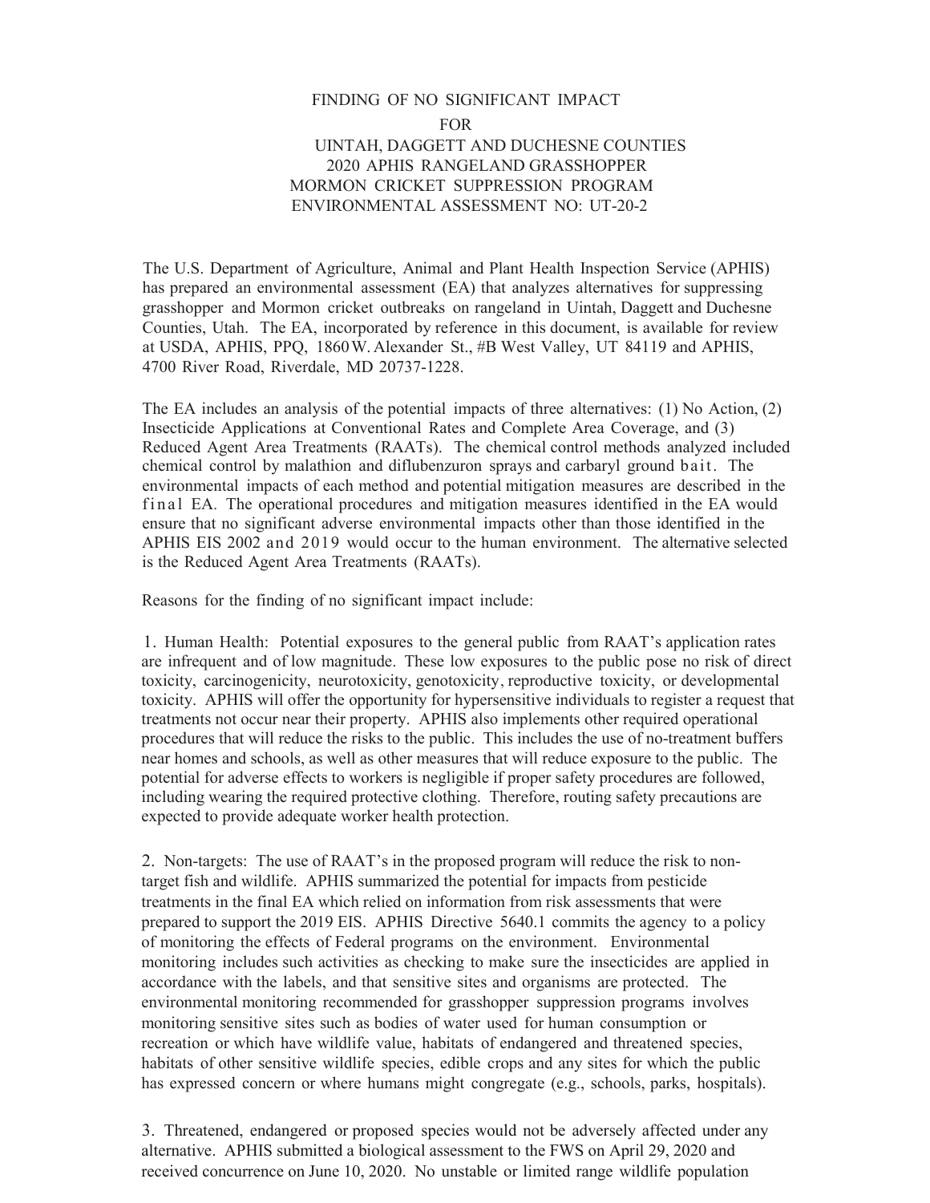# FINDING OF NO SIGNIFICANT IMPACT FOR UINTAH, DAGGETT AND DUCHESNE COUNTIES 2020 APHIS RANGELAND GRASSHOPPER MORMON CRICKET SUPPRESSION PROGRAM ENVIRONMENTAL ASSESSMENT NO: UT-20-2

The U.S. Department of Agriculture, Animal and Plant Health Inspection Service (APHIS) has prepared an environmental assessment (EA) that analyzes alternatives for suppressing grasshopper and Mormon cricket outbreaks on rangeland in Uintah, Daggett and Duchesne Counties, Utah. The EA, incorporated by reference in this document, is available for review at USDA, APHIS, PPQ, 1860 W. Alexander St., #B West Valley, UT 84119 and APHIS, 4700 River Road, Riverdale, MD 20737-1228.

The EA includes an analysis of the potential impacts of three alternatives: (1) No Action, (2) Insecticide Applications at Conventional Rates and Complete Area Coverage, and (3) Reduced Agent Area Treatments (RAATs). The chemical control methods analyzed included chemical control by malathion and diflubenzuron sprays and carbaryl ground bait. The environmental impacts of each method and potential mitigation measures are described in the final EA. The operational procedures and mitigation measures identified in the EA would ensure that no significant adverse environmental impacts other than those identified in the APHIS EIS 2002 and 2019 would occur to the human environment. The alternative selected is the Reduced Agent Area Treatments (RAATs).

Reasons for the finding of no significant impact include:

1. Human Health: Potential exposures to the general public from RAAT's application rates are infrequent and of low magnitude. These low exposures to the public pose no risk of direct toxicity, carcinogenicity, neurotoxicity, genotoxicity, reproductive toxicity, or developmental toxicity. APHIS will offer the opportunity for hypersensitive individuals to register a request that treatments not occur near their property. APHIS also implements other required operational procedures that will reduce the risks to the public. This includes the use of no-treatment buffers near homes and schools, as well as other measures that will reduce exposure to the public. The potential for adverse effects to workers is negligible if proper safety procedures are followed, including wearing the required protective clothing. Therefore, routing safety precautions are expected to provide adequate worker health protection.

2. Non-targets: The use of RAAT's in the proposed program will reduce the risk to non-target fish and wildlife. APHIS summarized the potential for impacts from pesticide treatments in the final EA which relied on information from risk assessments that were prepared to support the 2019 EIS. APHIS Directive 5640.1 commits the agency to a policy of monitoring the effects of Federal programs on the environment. Environmental monitoring includes such activities as checking to make sure the insecticides are applied in accordance with the labels, and that sensitive sites and organisms are protected. The environmental monitoring recommended for grasshopper suppression programs involves monitoring sensitive sites such as bodies of water used for human consumption or recreation or which have wildlife value, habitats of endangered and threatened species, habitats of other sensitive wildlife species, edible crops and any sites for which the public has expressed concern or where humans might congregate (e.g., schools, parks, hospitals).

3. Threatened, endangered or proposed species would not be adversely affected under any alternative. APHIS submitted a biological assessment to the FWS on April 29, 2020 and received concurrence on June 10, 2020. No unstable or limited range wildlife population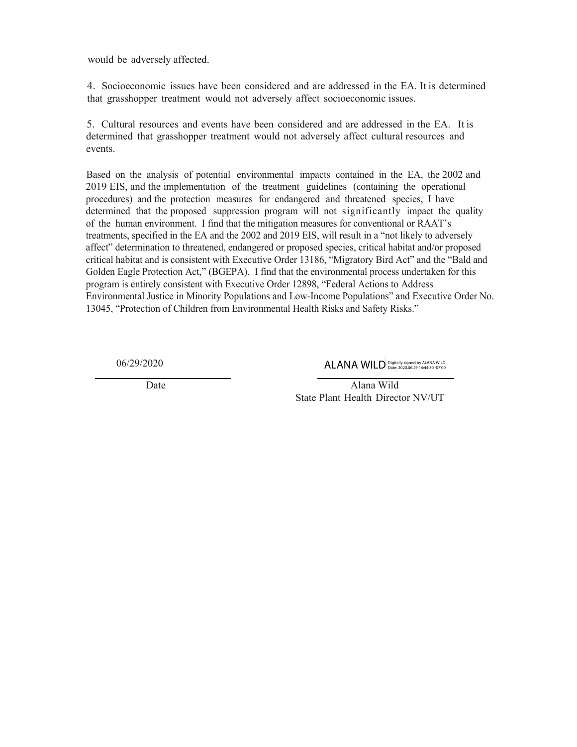would be adversely affected.

4. Socioeconomic issues have been considered and are addressed in the EA. It is determined that grasshopper treatment would not adversely affect socioeconomic issues.

5. Cultural resources and events have been considered and are addressed in the EA. It is determined that grasshopper treatment would not adversely affect cultural resources and events.

Based on the analysis of potential environmental impacts contained in the EA, the 2002 and 2019 EIS, and the implementation of the treatment guidelines (containing the operational procedures) and the protection measures for endangered and threatened species, I have determined that the proposed suppression program will not significantly impact the quality of the human environment. I find that the mitigation measures for conventional or RAAT's treatments, specified in the EA and the 2002 and 2019 EIS, will result in a "not likely to adversely affect" determination to threatened, endangered or proposed species, critical habitat and/or proposed critical habitat and is consistent with Executive Order 13186, "Migratory Bird Act" and the "Bald and Golden Eagle Protection Act," (BGEPA). I find that the environmental process undertaken for this program is entirely consistent with Executive Order 12898, "Federal Actions to Address Environmental Justice in Minority Populations and Low-Income Populations" and Executive Order No. 13045, "Protection of Children from Environmental Health Risks and Safety Risks."

06/29/2020

Date

ALANA WILD Digitally signed by ALANA WILD Date: 2020.06.29 14:44:30 -07'00'

Alana Wild
State Plant Health Director NV/UT